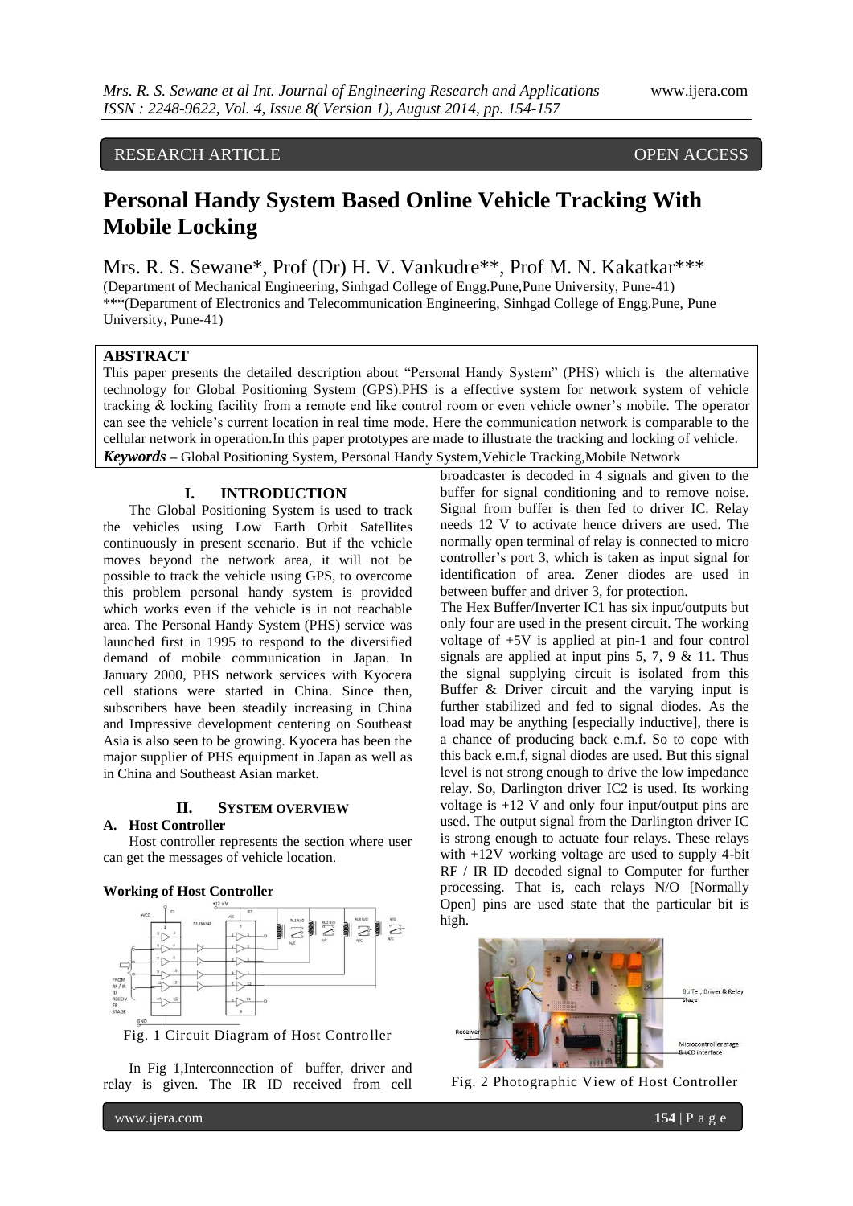RESEARCH ARTICLE OPEN ACCESS

# Personal Handy System Based Online Vehicle Tracking With Mobile Locking

Mrs. R. S. Sewane*, Prof (Dr) H. V. Vankudre**, Prof M. N. Kakatkar***

(Department of Mechanical Engineering, Sinhgad College of Engg.Pune,Pune University, Pune-41)
***(Department of Electronics and Telecommunication Engineering, Sinhgad College of Engg.Pune, Pune University, Pune-41)

## ABSTRACT

This paper presents the detailed description about "Personal Handy System" (PHS) which is the alternative technology for Global Positioning System (GPS).PHS is a effective system for network system of vehicle tracking & locking facility from a remote end like control room or even vehicle owner's mobile. The operator can see the vehicle's current location in real time mode. Here the communication network is comparable to the cellular network in operation.In this paper prototypes are made to illustrate the tracking and locking of vehicle.

***Keywords*** – Global Positioning System, Personal Handy System,Vehicle Tracking,Mobile Network

## I. INTRODUCTION

The Global Positioning System is used to track the vehicles using Low Earth Orbit Satellites continuously in present scenario. But if the vehicle moves beyond the network area, it will not be possible to track the vehicle using GPS, to overcome this problem personal handy system is provided which works even if the vehicle is in not reachable area. The Personal Handy System (PHS) service was launched first in 1995 to respond to the diversified demand of mobile communication in Japan. In January 2000, PHS network services with Kyocera cell stations were started in China. Since then, subscribers have been steadily increasing in China and Impressive development centering on Southeast Asia is also seen to be growing. Kyocera has been the major supplier of PHS equipment in Japan as well as in China and Southeast Asian market.

## II. SYSTEM OVERVIEW

### A. Host Controller

Host controller represents the section where user can get the messages of vehicle location.

**Working of Host Controller**

Fig. 1 Circuit Diagram of Host Controller

In Fig 1,Interconnection of buffer, driver and relay is given. The IR ID received from cell broadcaster is decoded in 4 signals and given to the buffer for signal conditioning and to remove noise. Signal from buffer is then fed to driver IC. Relay needs 12 V to activate hence drivers are used. The normally open terminal of relay is connected to micro controller's port 3, which is taken as input signal for identification of area. Zener diodes are used in between buffer and driver 3, for protection.

The Hex Buffer/Inverter IC1 has six input/outputs but only four are used in the present circuit. The working voltage of +5V is applied at pin-1 and four control signals are applied at input pins 5, 7, 9 & 11. Thus the signal supplying circuit is isolated from this Buffer & Driver circuit and the varying input is further stabilized and fed to signal diodes. As the load may be anything [especially inductive], there is a chance of producing back e.m.f. So to cope with this back e.m.f, signal diodes are used. But this signal level is not strong enough to drive the low impedance relay. So, Darlington driver IC2 is used. Its working voltage is +12 V and only four input/output pins are used. The output signal from the Darlington driver IC is strong enough to actuate four relays. These relays with +12V working voltage are used to supply 4-bit RF / IR ID decoded signal to Computer for further processing. That is, each relays N/O [Normally Open] pins are used state that the particular bit is high.

Fig. 2 Photographic View of Host Controller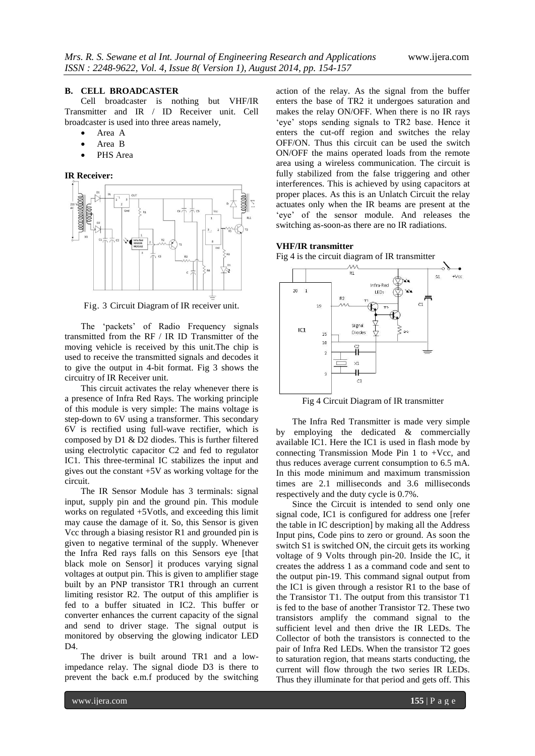### B. CELL BROADCASTER

Cell broadcaster is nothing but VHF/IR Transmitter and IR / ID Receiver unit. Cell broadcaster is used into three areas namely,

- Area A
- Area B
- PHS Area

**IR Receiver:**

Fig. 3 Circuit Diagram of IR receiver unit.

The 'packets' of Radio Frequency signals transmitted from the RF / IR ID Transmitter of the moving vehicle is received by this unit.The chip is used to receive the transmitted signals and decodes it to give the output in 4-bit format. Fig 3 shows the circuitry of IR Receiver unit.

This circuit activates the relay whenever there is a presence of Infra Red Rays. The working principle of this module is very simple: The mains voltage is step-down to 6V using a transformer. This secondary 6V is rectified using full-wave rectifier, which is composed by D1 & D2 diodes. This is further filtered using electrolytic capacitor C2 and fed to regulator IC1. This three-terminal IC stabilizes the input and gives out the constant +5V as working voltage for the circuit.

The IR Sensor Module has 3 terminals: signal input, supply pin and the ground pin. This module works on regulated +5Votls, and exceeding this limit may cause the damage of it. So, this Sensor is given Vcc through a biasing resistor R1 and grounded pin is given to negative terminal of the supply. Whenever the Infra Red rays falls on this Sensors eye [that black mole on Sensor] it produces varying signal voltages at output pin. This is given to amplifier stage built by an PNP transistor TR1 through an current limiting resistor R2. The output of this amplifier is fed to a buffer situated in IC2. This buffer or converter enhances the current capacity of the signal and send to driver stage. The signal output is monitored by observing the glowing indicator LED D4.

The driver is built around TR1 and a low-impedance relay. The signal diode D3 is there to prevent the back e.m.f produced by the switching action of the relay. As the signal from the buffer enters the base of TR2 it undergoes saturation and makes the relay ON/OFF. When there is no IR rays 'eye' stops sending signals to TR2 base. Hence it enters the cut-off region and switches the relay OFF/ON. Thus this circuit can be used the switch ON/OFF the mains operated loads from the remote area using a wireless communication. The circuit is fully stabilized from the false triggering and other interferences. This is achieved by using capacitors at proper places. As this is an Unlatch Circuit the relay actuates only when the IR beams are present at the 'eye' of the sensor module. And releases the switching as-soon-as there are no IR radiations.

**VHF/IR transmitter**

Fig 4 is the circuit diagram of IR transmitter

Fig 4 Circuit Diagram of IR transmitter

The Infra Red Transmitter is made very simple by employing the dedicated & commercially available IC1. Here the IC1 is used in flash mode by connecting Transmission Mode Pin 1 to +Vcc, and thus reduces average current consumption to 6.5 mA. In this mode minimum and maximum transmission times are 2.1 milliseconds and 3.6 milliseconds respectively and the duty cycle is 0.7%.

Since the Circuit is intended to send only one signal code, IC1 is configured for address one [refer the table in IC description] by making all the Address Input pins, Code pins to zero or ground. As soon the switch S1 is switched ON, the circuit gets its working voltage of 9 Volts through pin-20. Inside the IC, it creates the address 1 as a command code and sent to the output pin-19. This command signal output from the IC1 is given through a resistor R1 to the base of the Transistor T1. The output from this transistor T1 is fed to the base of another Transistor T2. These two transistors amplify the command signal to the sufficient level and then drive the IR LEDs. The Collector of both the transistors is connected to the pair of Infra Red LEDs. When the transistor T2 goes to saturation region, that means starts conducting, the current will flow through the two series IR LEDs. Thus they illuminate for that period and gets off. This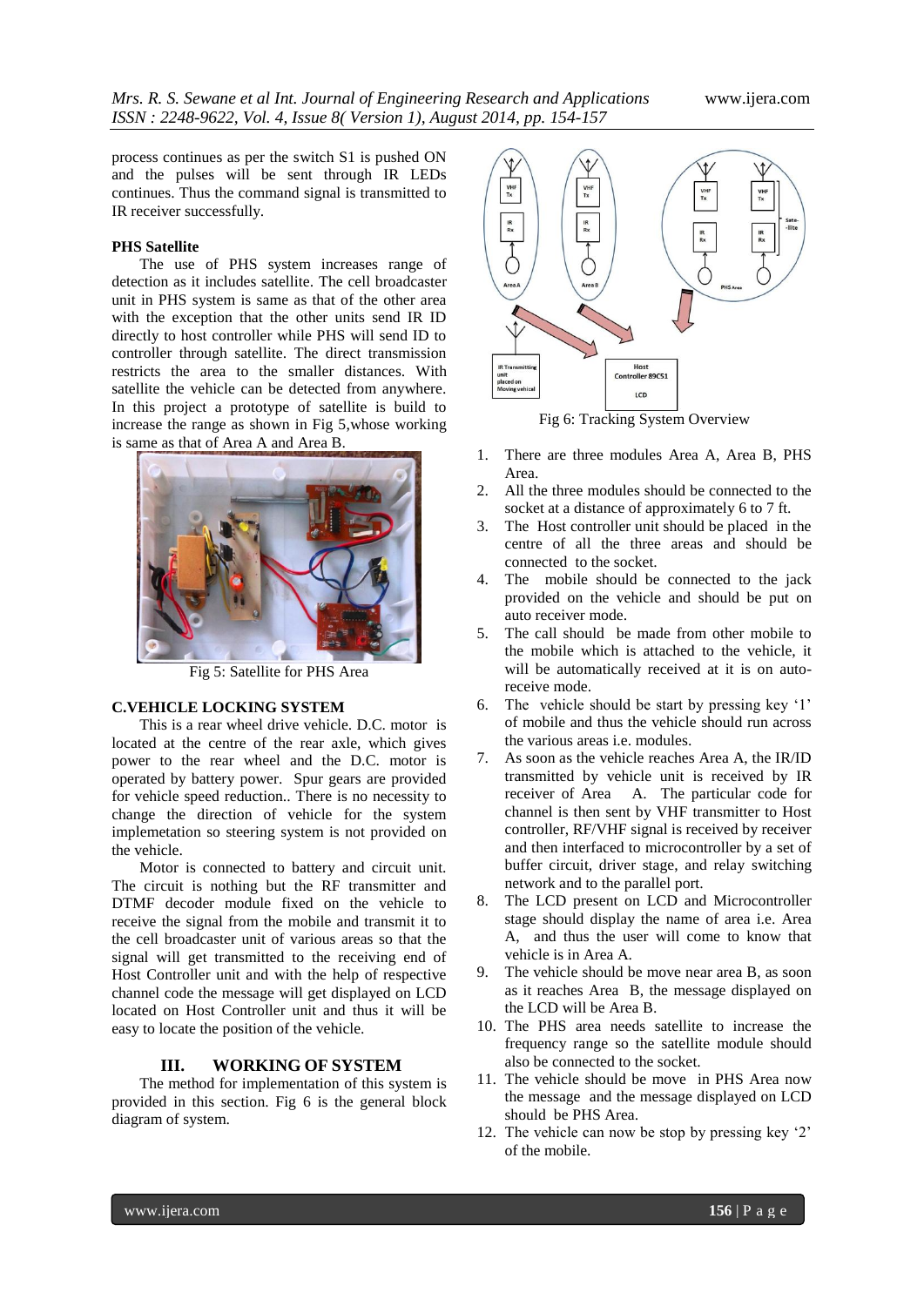process continues as per the switch S1 is pushed ON and the pulses will be sent through IR LEDs continues. Thus the command signal is transmitted to IR receiver successfully.

**PHS Satellite**

The use of PHS system increases range of detection as it includes satellite. The cell broadcaster unit in PHS system is same as that of the other area with the exception that the other units send IR ID directly to host controller while PHS will send ID to controller through satellite. The direct transmission restricts the area to the smaller distances. With satellite the vehicle can be detected from anywhere. In this project a prototype of satellite is build to increase the range as shown in Fig 5,whose working is same as that of Area A and Area B.

Fig 5: Satellite for PHS Area

### C.VEHICLE LOCKING SYSTEM

This is a rear wheel drive vehicle. D.C. motor is located at the centre of the rear axle, which gives power to the rear wheel and the D.C. motor is operated by battery power. Spur gears are provided for vehicle speed reduction.. There is no necessity to change the direction of vehicle for the system implemetation so steering system is not provided on the vehicle.

Motor is connected to battery and circuit unit. The circuit is nothing but the RF transmitter and DTMF decoder module fixed on the vehicle to receive the signal from the mobile and transmit it to the cell broadcaster unit of various areas so that the signal will get transmitted to the receiving end of Host Controller unit and with the help of respective channel code the message will get displayed on LCD located on Host Controller unit and thus it will be easy to locate the position of the vehicle.

## III. WORKING OF SYSTEM

The method for implementation of this system is provided in this section. Fig 6 is the general block diagram of system.

Fig 6: Tracking System Overview

1. There are three modules Area A, Area B, PHS Area.
2. All the three modules should be connected to the socket at a distance of approximately 6 to 7 ft.
3. The Host controller unit should be placed in the centre of all the three areas and should be connected to the socket.
4. The mobile should be connected to the jack provided on the vehicle and should be put on auto receiver mode.
5. The call should be made from other mobile to the mobile which is attached to the vehicle, it will be automatically received at it is on auto-receive mode.
6. The vehicle should be start by pressing key '1' of mobile and thus the vehicle should run across the various areas i.e. modules.
7. As soon as the vehicle reaches Area A, the IR/ID transmitted by vehicle unit is received by IR receiver of Area A. The particular code for channel is then sent by VHF transmitter to Host controller, RF/VHF signal is received by receiver and then interfaced to microcontroller by a set of buffer circuit, driver stage, and relay switching network and to the parallel port.
8. The LCD present on LCD and Microcontroller stage should display the name of area i.e. Area A, and thus the user will come to know that vehicle is in Area A.
9. The vehicle should be move near area B, as soon as it reaches Area B, the message displayed on the LCD will be Area B.
10. The PHS area needs satellite to increase the frequency range so the satellite module should also be connected to the socket.
11. The vehicle should be move in PHS Area now the message and the message displayed on LCD should be PHS Area.
12. The vehicle can now be stop by pressing key '2' of the mobile.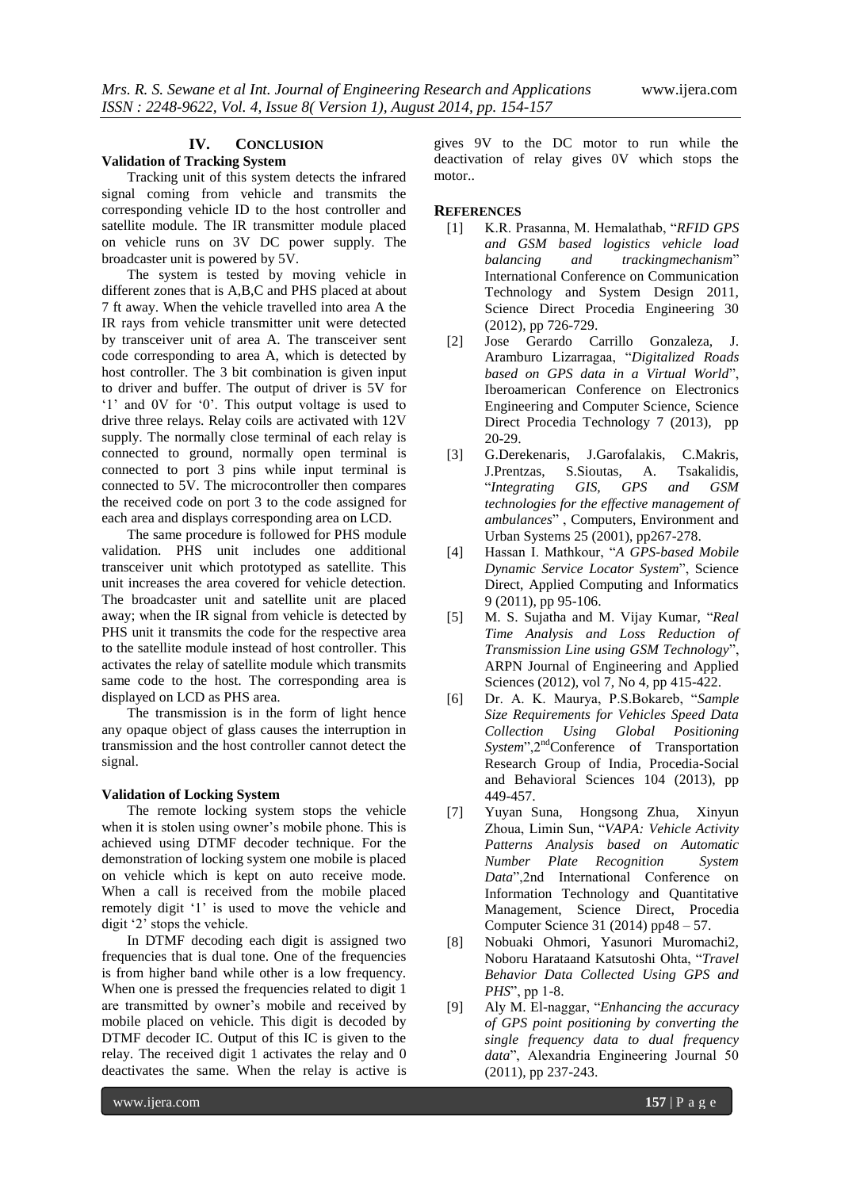## IV. CONCLUSION

### Validation of Tracking System

Tracking unit of this system detects the infrared signal coming from vehicle and transmits the corresponding vehicle ID to the host controller and satellite module. The IR transmitter module placed on vehicle runs on 3V DC power supply. The broadcaster unit is powered by 5V.

The system is tested by moving vehicle in different zones that is A,B,C and PHS placed at about 7 ft away. When the vehicle travelled into area A the IR rays from vehicle transmitter unit were detected by transceiver unit of area A. The transceiver sent code corresponding to area A, which is detected by host controller. The 3 bit combination is given input to driver and buffer. The output of driver is 5V for '1' and 0V for '0'. This output voltage is used to drive three relays. Relay coils are activated with 12V supply. The normally close terminal of each relay is connected to ground, normally open terminal is connected to port 3 pins while input terminal is connected to 5V. The microcontroller then compares the received code on port 3 to the code assigned for each area and displays corresponding area on LCD.

The same procedure is followed for PHS module validation. PHS unit includes one additional transceiver unit which prototyped as satellite. This unit increases the area covered for vehicle detection. The broadcaster unit and satellite unit are placed away; when the IR signal from vehicle is detected by PHS unit it transmits the code for the respective area to the satellite module instead of host controller. This activates the relay of satellite module which transmits same code to the host. The corresponding area is displayed on LCD as PHS area.

The transmission is in the form of light hence any opaque object of glass causes the interruption in transmission and the host controller cannot detect the signal.

### Validation of Locking System

The remote locking system stops the vehicle when it is stolen using owner's mobile phone. This is achieved using DTMF decoder technique. For the demonstration of locking system one mobile is placed on vehicle which is kept on auto receive mode. When a call is received from the mobile placed remotely digit '1' is used to move the vehicle and digit '2' stops the vehicle.

In DTMF decoding each digit is assigned two frequencies that is dual tone. One of the frequencies is from higher band while other is a low frequency. When one is pressed the frequencies related to digit 1 are transmitted by owner's mobile and received by mobile placed on vehicle. This digit is decoded by DTMF decoder IC. Output of this IC is given to the relay. The received digit 1 activates the relay and 0 deactivates the same. When the relay is active is gives 9V to the DC motor to run while the deactivation of relay gives 0V which stops the motor..

## REFERENCES

[1] K.R. Prasanna, M. Hemalathab, "*RFID GPS and GSM based logistics vehicle load balancing and trackingmechanism*" International Conference on Communication Technology and System Design 2011, Science Direct Procedia Engineering 30 (2012), pp 726-729.

[2] Jose Gerardo Carrillo Gonzaleza, J. Aramburo Lizarragaa, "*Digitalized Roads based on GPS data in a Virtual World*", Iberoamerican Conference on Electronics Engineering and Computer Science, Science Direct Procedia Technology 7 (2013), pp 20-29.

[3] G.Derekenaris, J.Garofalakis, C.Makris, J.Prentzas, S.Sioutas, A. Tsakalidis, "*Integrating GIS, GPS and GSM technologies for the effective management of ambulances*" , Computers, Environment and Urban Systems 25 (2001), pp267-278.

[4] Hassan I. Mathkour, "*A GPS-based Mobile Dynamic Service Locator System*", Science Direct, Applied Computing and Informatics 9 (2011), pp 95-106.

[5] M. S. Sujatha and M. Vijay Kumar, "*Real Time Analysis and Loss Reduction of Transmission Line using GSM Technology*", ARPN Journal of Engineering and Applied Sciences (2012), vol 7, No 4, pp 415-422.

[6] Dr. A. K. Maurya, P.S.Bokareb, "*Sample Size Requirements for Vehicles Speed Data Collection Using Global Positioning System*",2nd Conference of Transportation Research Group of India, Procedia-Social and Behavioral Sciences 104 (2013), pp 449-457.

[7] Yuyan Suna, Hongsong Zhua, Xinyun Zhoua, Limin Sun, "*VAPA: Vehicle Activity Patterns Analysis based on Automatic Number Plate Recognition System Data*",2nd International Conference on Information Technology and Quantitative Management, Science Direct, Procedia Computer Science 31 (2014) pp48 – 57.

[8] Nobuaki Ohmori, Yasunori Muromachi2, Noboru Harataand Katsutoshi Ohta, "*Travel Behavior Data Collected Using GPS and PHS*", pp 1-8.

[9] Aly M. El-naggar, "*Enhancing the accuracy of GPS point positioning by converting the single frequency data to dual frequency data*", Alexandria Engineering Journal 50 (2011), pp 237-243.